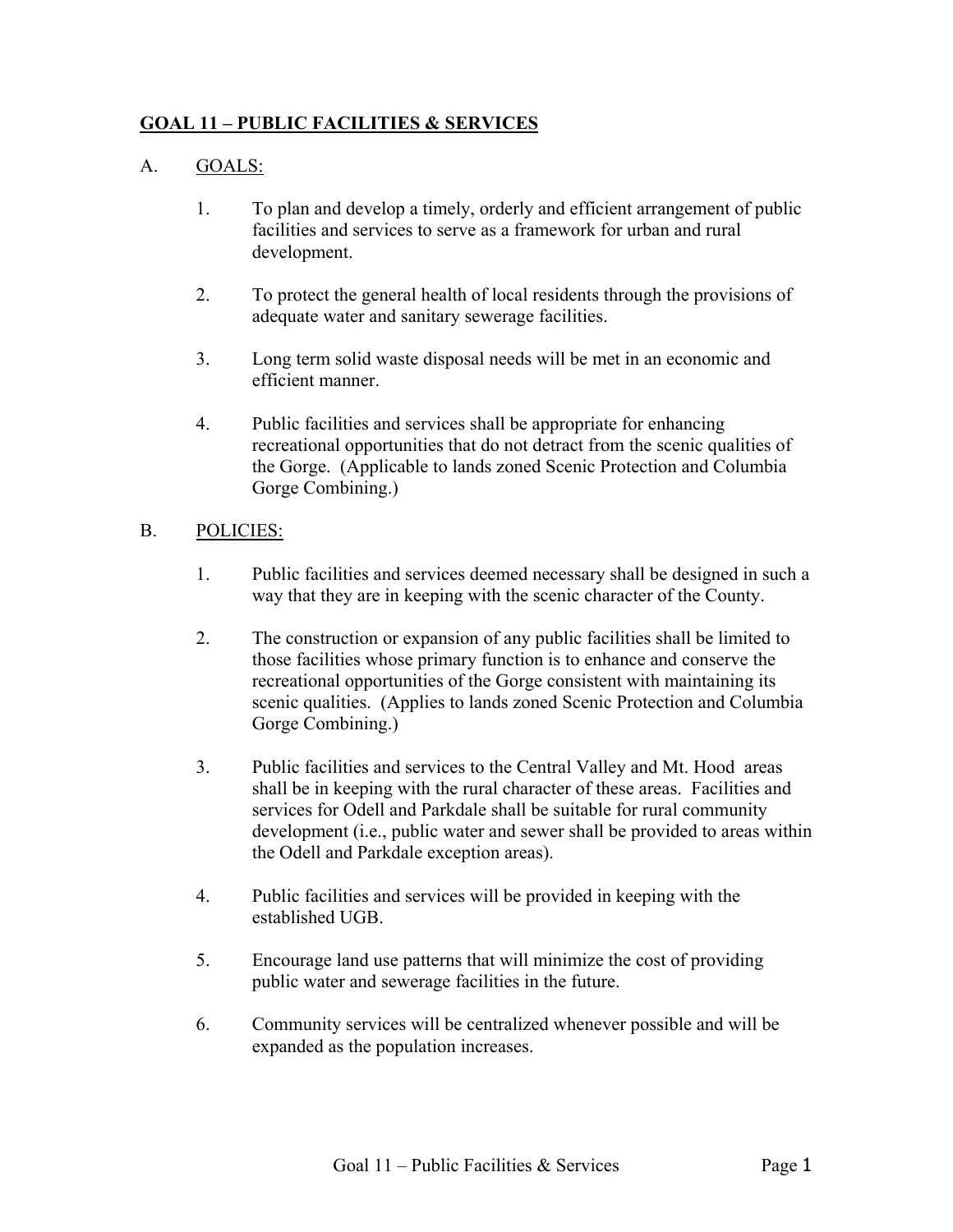## GOAL 11 – PUBLIC FACILITIES & SERVICES

A. GOALS:

1. To plan and develop a timely, orderly and efficient arrangement of public facilities and services to serve as a framework for urban and rural development.

2. To protect the general health of local residents through the provisions of adequate water and sanitary sewerage facilities.

3. Long term solid waste disposal needs will be met in an economic and efficient manner.

4. Public facilities and services shall be appropriate for enhancing recreational opportunities that do not detract from the scenic qualities of the Gorge. (Applicable to lands zoned Scenic Protection and Columbia Gorge Combining.)

B. POLICIES:

1. Public facilities and services deemed necessary shall be designed in such a way that they are in keeping with the scenic character of the County.

2. The construction or expansion of any public facilities shall be limited to those facilities whose primary function is to enhance and conserve the recreational opportunities of the Gorge consistent with maintaining its scenic qualities. (Applies to lands zoned Scenic Protection and Columbia Gorge Combining.)

3. Public facilities and services to the Central Valley and Mt. Hood areas shall be in keeping with the rural character of these areas. Facilities and services for Odell and Parkdale shall be suitable for rural community development (i.e., public water and sewer shall be provided to areas within the Odell and Parkdale exception areas).

4. Public facilities and services will be provided in keeping with the established UGB.

5. Encourage land use patterns that will minimize the cost of providing public water and sewerage facilities in the future.

6. Community services will be centralized whenever possible and will be expanded as the population increases.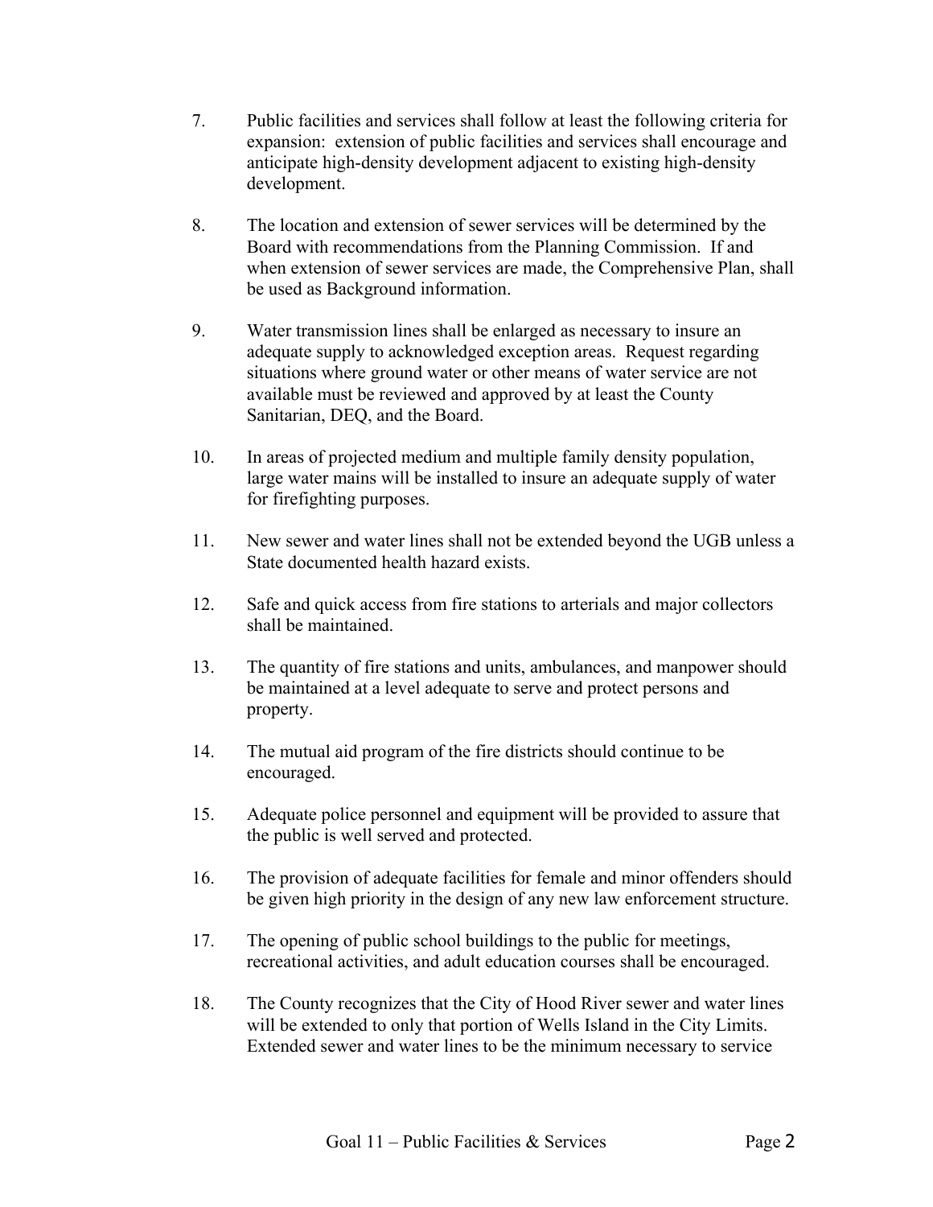7. Public facilities and services shall follow at least the following criteria for expansion: extension of public facilities and services shall encourage and anticipate high-density development adjacent to existing high-density development.

8. The location and extension of sewer services will be determined by the Board with recommendations from the Planning Commission. If and when extension of sewer services are made, the Comprehensive Plan, shall be used as Background information.

9. Water transmission lines shall be enlarged as necessary to insure an adequate supply to acknowledged exception areas. Request regarding situations where ground water or other means of water service are not available must be reviewed and approved by at least the County Sanitarian, DEQ, and the Board.

10. In areas of projected medium and multiple family density population, large water mains will be installed to insure an adequate supply of water for firefighting purposes.

11. New sewer and water lines shall not be extended beyond the UGB unless a State documented health hazard exists.

12. Safe and quick access from fire stations to arterials and major collectors shall be maintained.

13. The quantity of fire stations and units, ambulances, and manpower should be maintained at a level adequate to serve and protect persons and property.

14. The mutual aid program of the fire districts should continue to be encouraged.

15. Adequate police personnel and equipment will be provided to assure that the public is well served and protected.

16. The provision of adequate facilities for female and minor offenders should be given high priority in the design of any new law enforcement structure.

17. The opening of public school buildings to the public for meetings, recreational activities, and adult education courses shall be encouraged.

18. The County recognizes that the City of Hood River sewer and water lines will be extended to only that portion of Wells Island in the City Limits. Extended sewer and water lines to be the minimum necessary to service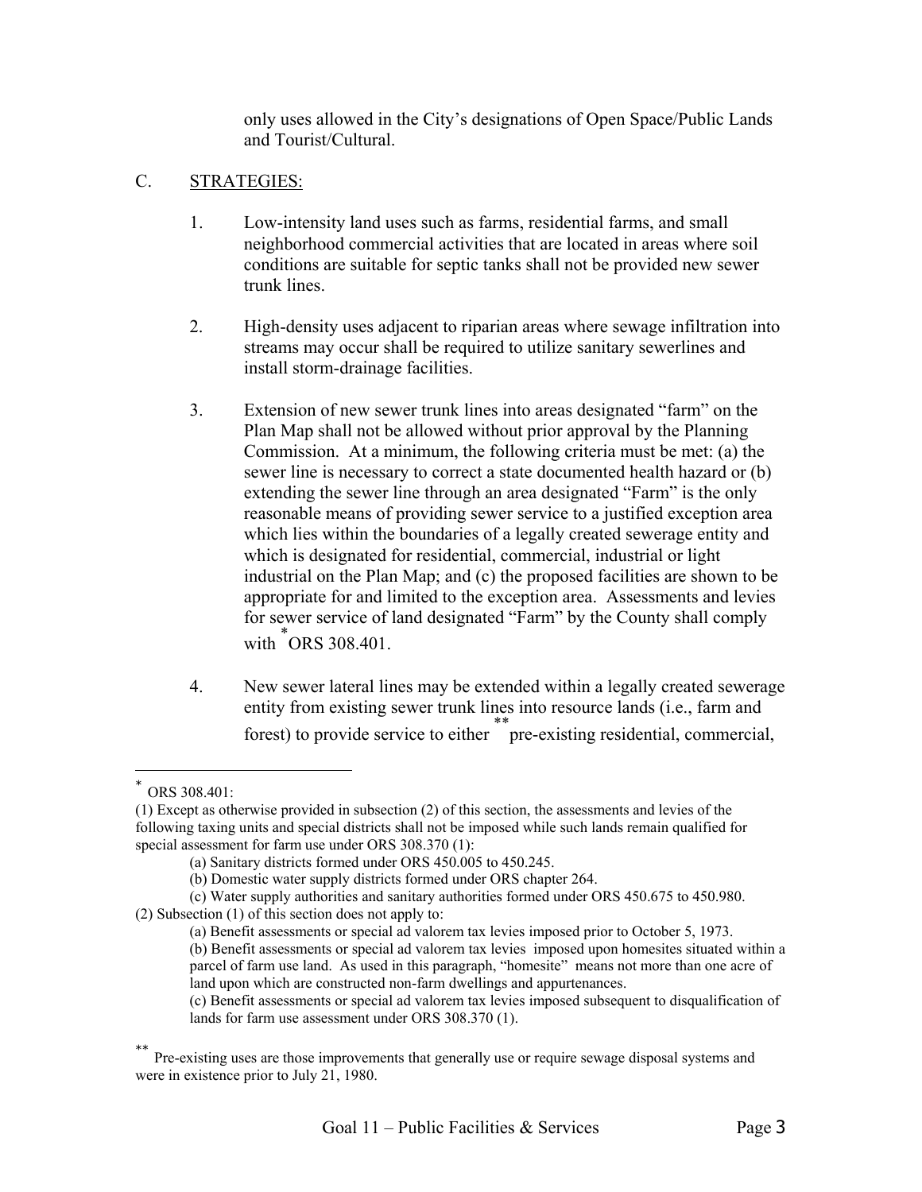only uses allowed in the City's designations of Open Space/Public Lands and Tourist/Cultural.

C. STRATEGIES:

1. Low-intensity land uses such as farms, residential farms, and small neighborhood commercial activities that are located in areas where soil conditions are suitable for septic tanks shall not be provided new sewer trunk lines.

2. High-density uses adjacent to riparian areas where sewage infiltration into streams may occur shall be required to utilize sanitary sewerlines and install storm-drainage facilities.

3. Extension of new sewer trunk lines into areas designated "farm" on the Plan Map shall not be allowed without prior approval by the Planning Commission. At a minimum, the following criteria must be met: (a) the sewer line is necessary to correct a state documented health hazard or (b) extending the sewer line through an area designated "Farm" is the only reasonable means of providing sewer service to a justified exception area which lies within the boundaries of a legally created sewerage entity and which is designated for residential, commercial, industrial or light industrial on the Plan Map; and (c) the proposed facilities are shown to be appropriate for and limited to the exception area. Assessments and levies for sewer service of land designated "Farm" by the County shall comply with [*] ORS 308.401.

4. New sewer lateral lines may be extended within a legally created sewerage entity from existing sewer trunk lines into resource lands (i.e., farm and forest) to provide service to either [**] pre-existing residential, commercial,

---

[*] ORS 308.401:

(1) Except as otherwise provided in subsection (2) of this section, the assessments and levies of the following taxing units and special districts shall not be imposed while such lands remain qualified for special assessment for farm use under ORS 308.370 (1):

(a) Sanitary districts formed under ORS 450.005 to 450.245.

(b) Domestic water supply districts formed under ORS chapter 264.

(c) Water supply authorities and sanitary authorities formed under ORS 450.675 to 450.980.

(2) Subsection (1) of this section does not apply to:

(a) Benefit assessments or special ad valorem tax levies imposed prior to October 5, 1973.

(b) Benefit assessments or special ad valorem tax levies imposed upon homesites situated within a parcel of farm use land. As used in this paragraph, "homesite" means not more than one acre of land upon which are constructed non-farm dwellings and appurtenances.

(c) Benefit assessments or special ad valorem tax levies imposed subsequent to disqualification of lands for farm use assessment under ORS 308.370 (1).

[**] Pre-existing uses are those improvements that generally use or require sewage disposal systems and were in existence prior to July 21, 1980.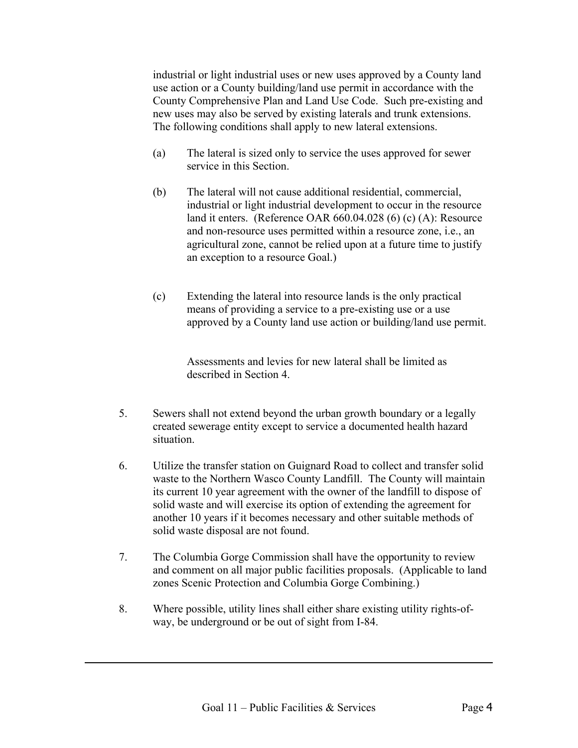industrial or light industrial uses or new uses approved by a County land use action or a County building/land use permit in accordance with the County Comprehensive Plan and Land Use Code. Such pre-existing and new uses may also be served by existing laterals and trunk extensions. The following conditions shall apply to new lateral extensions.

(a) The lateral is sized only to service the uses approved for sewer service in this Section.

(b) The lateral will not cause additional residential, commercial, industrial or light industrial development to occur in the resource land it enters. (Reference OAR 660.04.028 (6) (c) (A): Resource and non-resource uses permitted within a resource zone, i.e., an agricultural zone, cannot be relied upon at a future time to justify an exception to a resource Goal.)

(c) Extending the lateral into resource lands is the only practical means of providing a service to a pre-existing use or a use approved by a County land use action or building/land use permit.

Assessments and levies for new lateral shall be limited as described in Section 4.

5. Sewers shall not extend beyond the urban growth boundary or a legally created sewerage entity except to service a documented health hazard situation.

6. Utilize the transfer station on Guignard Road to collect and transfer solid waste to the Northern Wasco County Landfill. The County will maintain its current 10 year agreement with the owner of the landfill to dispose of solid waste and will exercise its option of extending the agreement for another 10 years if it becomes necessary and other suitable methods of solid waste disposal are not found.

7. The Columbia Gorge Commission shall have the opportunity to review and comment on all major public facilities proposals. (Applicable to land zones Scenic Protection and Columbia Gorge Combining.)

8. Where possible, utility lines shall either share existing utility rights-of-way, be underground or be out of sight from I-84.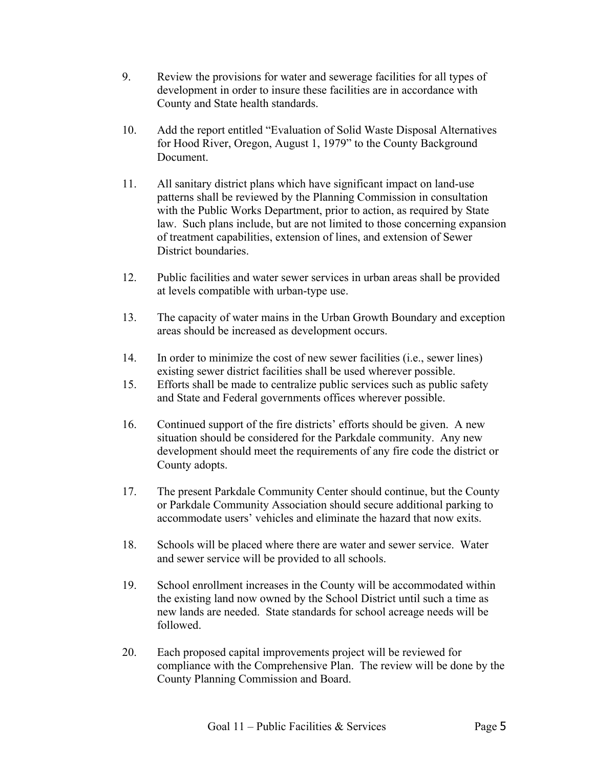9. Review the provisions for water and sewerage facilities for all types of development in order to insure these facilities are in accordance with County and State health standards.

10. Add the report entitled "Evaluation of Solid Waste Disposal Alternatives for Hood River, Oregon, August 1, 1979" to the County Background Document.

11. All sanitary district plans which have significant impact on land-use patterns shall be reviewed by the Planning Commission in consultation with the Public Works Department, prior to action, as required by State law. Such plans include, but are not limited to those concerning expansion of treatment capabilities, extension of lines, and extension of Sewer District boundaries.

12. Public facilities and water sewer services in urban areas shall be provided at levels compatible with urban-type use.

13. The capacity of water mains in the Urban Growth Boundary and exception areas should be increased as development occurs.

14. In order to minimize the cost of new sewer facilities (i.e., sewer lines) existing sewer district facilities shall be used wherever possible.

15. Efforts shall be made to centralize public services such as public safety and State and Federal governments offices wherever possible.

16. Continued support of the fire districts' efforts should be given. A new situation should be considered for the Parkdale community. Any new development should meet the requirements of any fire code the district or County adopts.

17. The present Parkdale Community Center should continue, but the County or Parkdale Community Association should secure additional parking to accommodate users' vehicles and eliminate the hazard that now exits.

18. Schools will be placed where there are water and sewer service. Water and sewer service will be provided to all schools.

19. School enrollment increases in the County will be accommodated within the existing land now owned by the School District until such a time as new lands are needed. State standards for school acreage needs will be followed.

20. Each proposed capital improvements project will be reviewed for compliance with the Comprehensive Plan. The review will be done by the County Planning Commission and Board.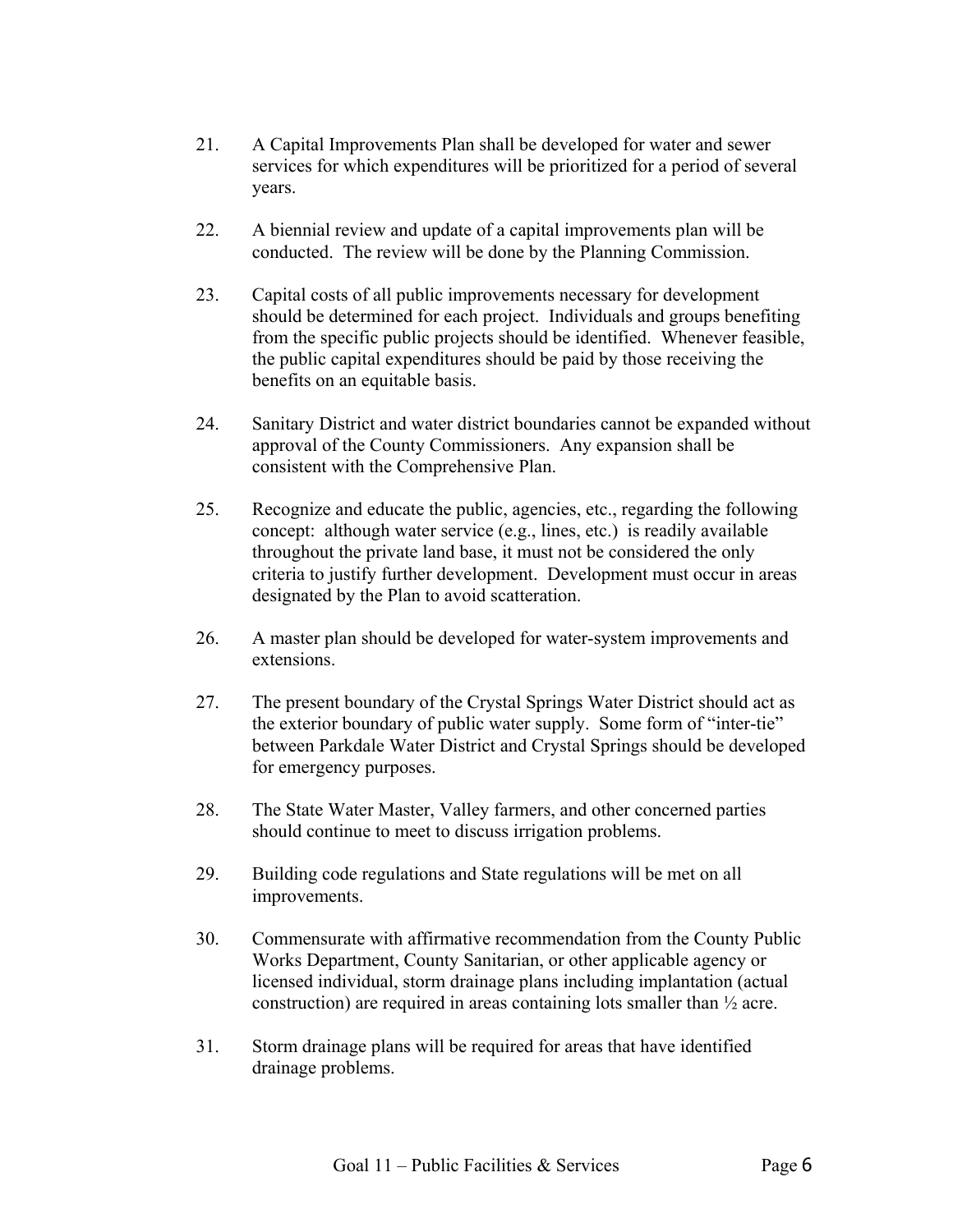21. A Capital Improvements Plan shall be developed for water and sewer services for which expenditures will be prioritized for a period of several years.

22. A biennial review and update of a capital improvements plan will be conducted. The review will be done by the Planning Commission.

23. Capital costs of all public improvements necessary for development should be determined for each project. Individuals and groups benefiting from the specific public projects should be identified. Whenever feasible, the public capital expenditures should be paid by those receiving the benefits on an equitable basis.

24. Sanitary District and water district boundaries cannot be expanded without approval of the County Commissioners. Any expansion shall be consistent with the Comprehensive Plan.

25. Recognize and educate the public, agencies, etc., regarding the following concept: although water service (e.g., lines, etc.) is readily available throughout the private land base, it must not be considered the only criteria to justify further development. Development must occur in areas designated by the Plan to avoid scatteration.

26. A master plan should be developed for water-system improvements and extensions.

27. The present boundary of the Crystal Springs Water District should act as the exterior boundary of public water supply. Some form of "inter-tie" between Parkdale Water District and Crystal Springs should be developed for emergency purposes.

28. The State Water Master, Valley farmers, and other concerned parties should continue to meet to discuss irrigation problems.

29. Building code regulations and State regulations will be met on all improvements.

30. Commensurate with affirmative recommendation from the County Public Works Department, County Sanitarian, or other applicable agency or licensed individual, storm drainage plans including implantation (actual construction) are required in areas containing lots smaller than ½ acre.

31. Storm drainage plans will be required for areas that have identified drainage problems.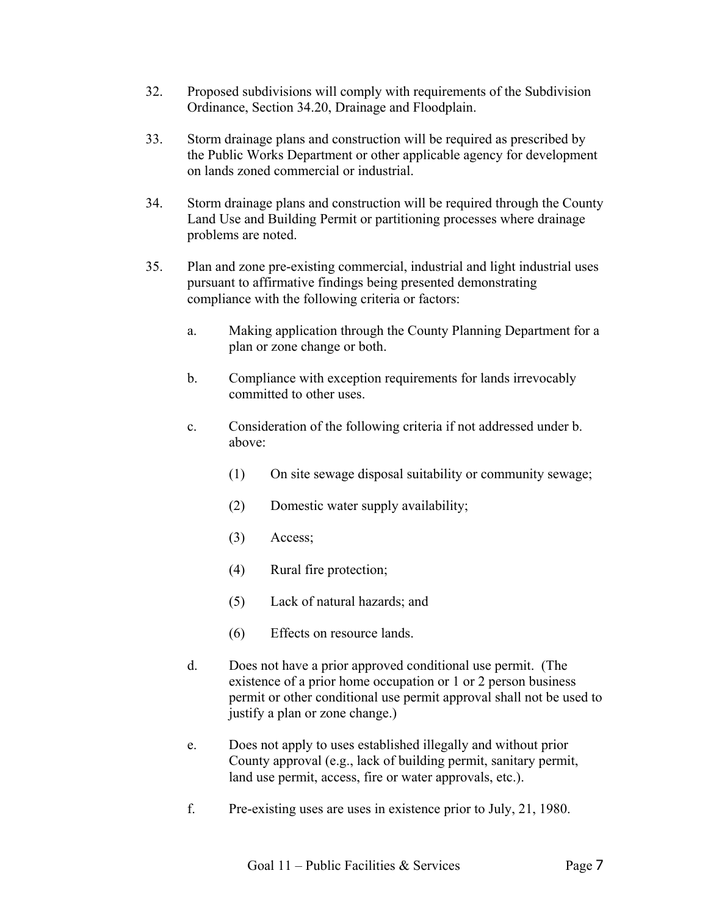32. Proposed subdivisions will comply with requirements of the Subdivision Ordinance, Section 34.20, Drainage and Floodplain.

33. Storm drainage plans and construction will be required as prescribed by the Public Works Department or other applicable agency for development on lands zoned commercial or industrial.

34. Storm drainage plans and construction will be required through the County Land Use and Building Permit or partitioning processes where drainage problems are noted.

35. Plan and zone pre-existing commercial, industrial and light industrial uses pursuant to affirmative findings being presented demonstrating compliance with the following criteria or factors:

    a. Making application through the County Planning Department for a plan or zone change or both.

    b. Compliance with exception requirements for lands irrevocably committed to other uses.

    c. Consideration of the following criteria if not addressed under b. above:

        (1) On site sewage disposal suitability or community sewage;

        (2) Domestic water supply availability;

        (3) Access;

        (4) Rural fire protection;

        (5) Lack of natural hazards; and

        (6) Effects on resource lands.

    d. Does not have a prior approved conditional use permit. (The existence of a prior home occupation or 1 or 2 person business permit or other conditional use permit approval shall not be used to justify a plan or zone change.)

    e. Does not apply to uses established illegally and without prior County approval (e.g., lack of building permit, sanitary permit, land use permit, access, fire or water approvals, etc.).

    f. Pre-existing uses are uses in existence prior to July, 21, 1980.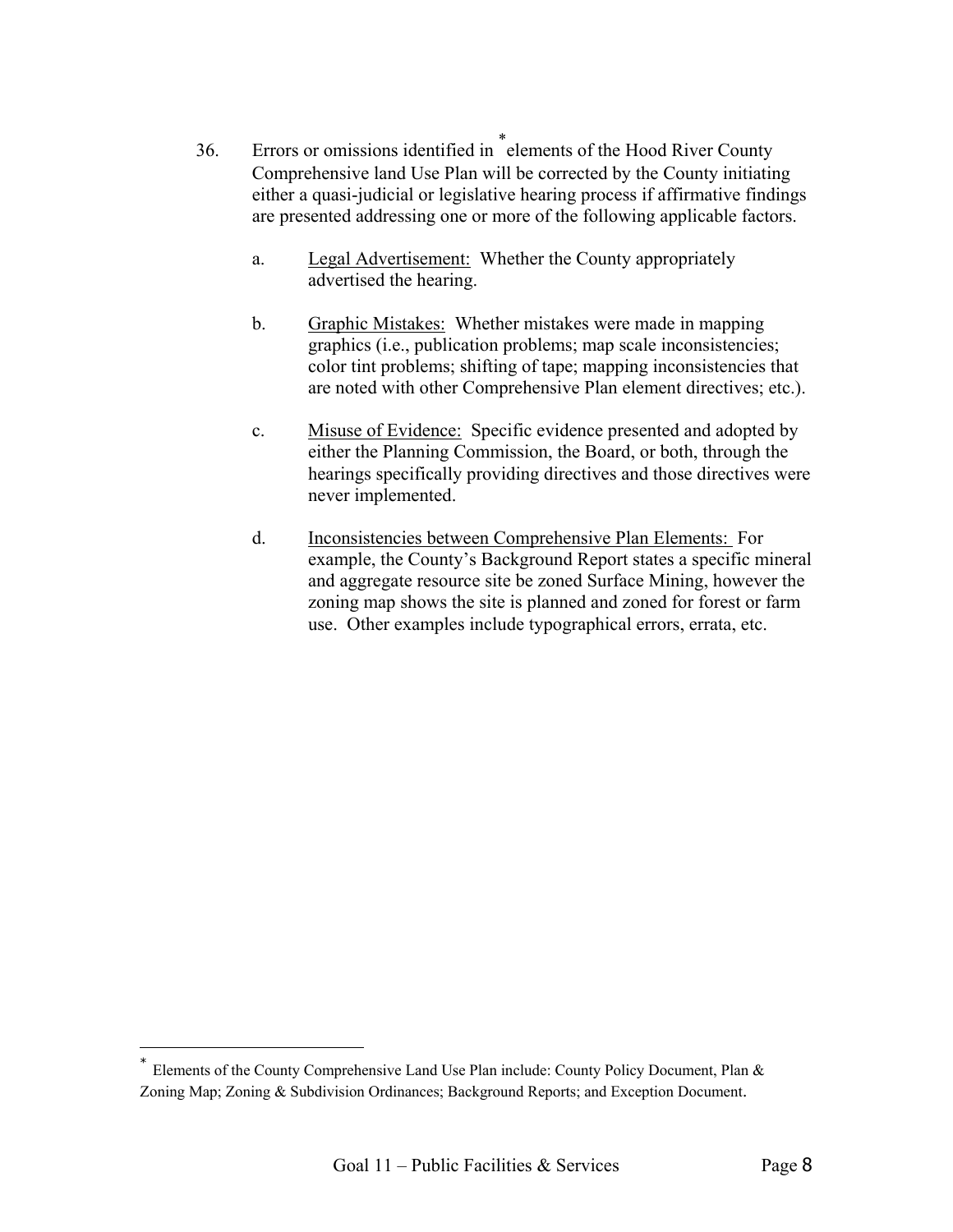36. Errors or omissions identified in [*] elements of the Hood River County Comprehensive land Use Plan will be corrected by the County initiating either a quasi-judicial or legislative hearing process if affirmative findings are presented addressing one or more of the following applicable factors.

    a. <u>Legal Advertisement:</u> Whether the County appropriately advertised the hearing.

    b. <u>Graphic Mistakes:</u> Whether mistakes were made in mapping graphics (i.e., publication problems; map scale inconsistencies; color tint problems; shifting of tape; mapping inconsistencies that are noted with other Comprehensive Plan element directives; etc.).

    c. <u>Misuse of Evidence:</u> Specific evidence presented and adopted by either the Planning Commission, the Board, or both, through the hearings specifically providing directives and those directives were never implemented.

    d. <u>Inconsistencies between Comprehensive Plan Elements:</u> For example, the County's Background Report states a specific mineral and aggregate resource site be zoned Surface Mining, however the zoning map shows the site is planned and zoned for forest or farm use. Other examples include typographical errors, errata, etc.

---

[*] Elements of the County Comprehensive Land Use Plan include: County Policy Document, Plan & Zoning Map; Zoning & Subdivision Ordinances; Background Reports; and Exception Document.